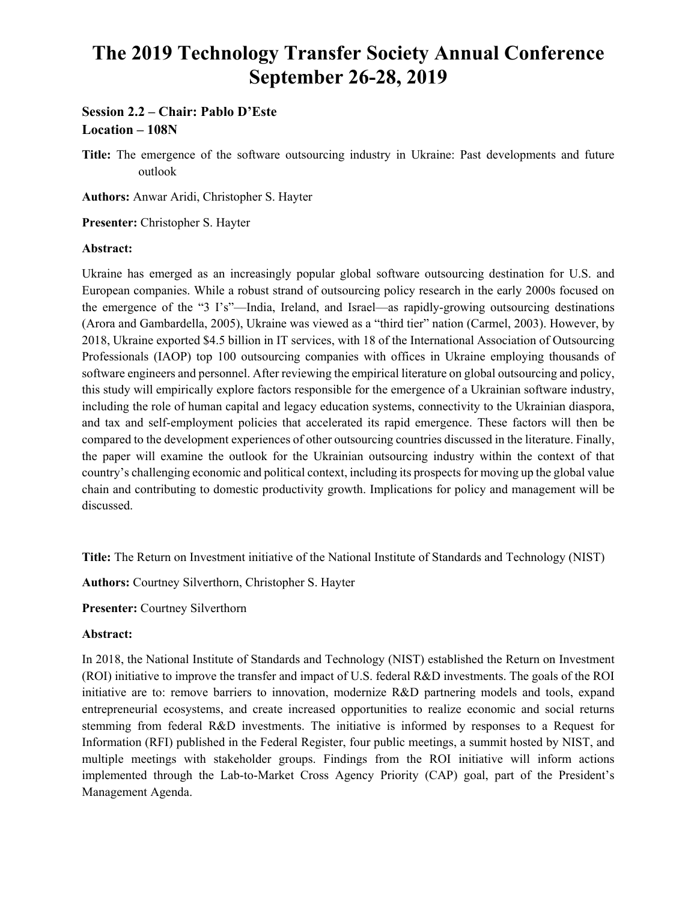# The 2019 Technology Transfer Society Annual Conference September 26-28, 2019

**Session 2.2 – Chair: Pablo D'Este**
**Location – 108N**

**Title:** The emergence of the software outsourcing industry in Ukraine: Past developments and future outlook

**Authors:** Anwar Aridi, Christopher S. Hayter

**Presenter:** Christopher S. Hayter

**Abstract:**

Ukraine has emerged as an increasingly popular global software outsourcing destination for U.S. and European companies. While a robust strand of outsourcing policy research in the early 2000s focused on the emergence of the "3 I's"—India, Ireland, and Israel—as rapidly-growing outsourcing destinations (Arora and Gambardella, 2005), Ukraine was viewed as a "third tier" nation (Carmel, 2003). However, by 2018, Ukraine exported $4.5 billion in IT services, with 18 of the International Association of Outsourcing Professionals (IAOP) top 100 outsourcing companies with offices in Ukraine employing thousands of software engineers and personnel. After reviewing the empirical literature on global outsourcing and policy, this study will empirically explore factors responsible for the emergence of a Ukrainian software industry, including the role of human capital and legacy education systems, connectivity to the Ukrainian diaspora, and tax and self-employment policies that accelerated its rapid emergence. These factors will then be compared to the development experiences of other outsourcing countries discussed in the literature. Finally, the paper will examine the outlook for the Ukrainian outsourcing industry within the context of that country's challenging economic and political context, including its prospects for moving up the global value chain and contributing to domestic productivity growth. Implications for policy and management will be discussed.

**Title:** The Return on Investment initiative of the National Institute of Standards and Technology (NIST)

**Authors:** Courtney Silverthorn, Christopher S. Hayter

**Presenter:** Courtney Silverthorn

**Abstract:**

In 2018, the National Institute of Standards and Technology (NIST) established the Return on Investment (ROI) initiative to improve the transfer and impact of U.S. federal R&D investments. The goals of the ROI initiative are to: remove barriers to innovation, modernize R&D partnering models and tools, expand entrepreneurial ecosystems, and create increased opportunities to realize economic and social returns stemming from federal R&D investments. The initiative is informed by responses to a Request for Information (RFI) published in the Federal Register, four public meetings, a summit hosted by NIST, and multiple meetings with stakeholder groups. Findings from the ROI initiative will inform actions implemented through the Lab-to-Market Cross Agency Priority (CAP) goal, part of the President's Management Agenda.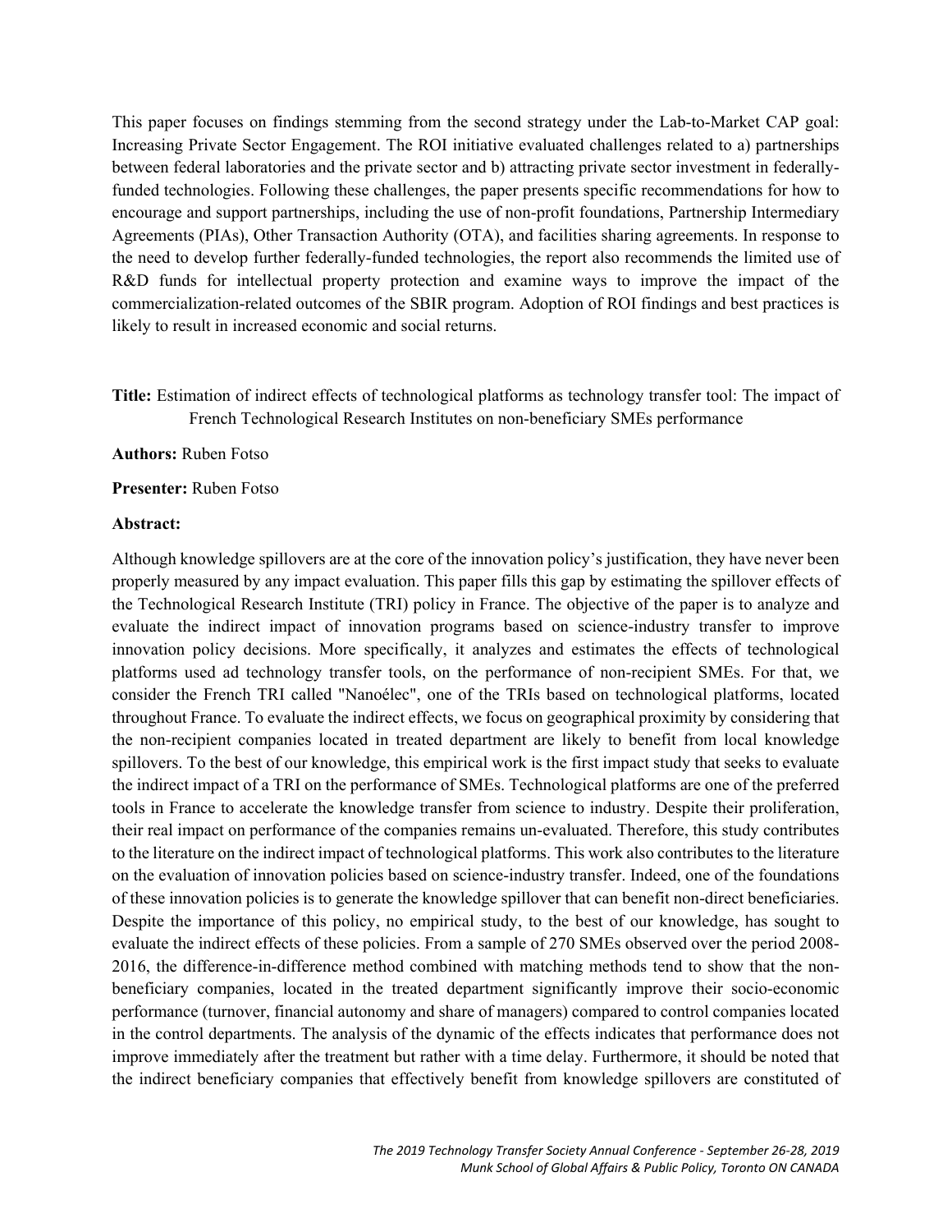This paper focuses on findings stemming from the second strategy under the Lab-to-Market CAP goal: Increasing Private Sector Engagement. The ROI initiative evaluated challenges related to a) partnerships between federal laboratories and the private sector and b) attracting private sector investment in federally-funded technologies. Following these challenges, the paper presents specific recommendations for how to encourage and support partnerships, including the use of non-profit foundations, Partnership Intermediary Agreements (PIAs), Other Transaction Authority (OTA), and facilities sharing agreements. In response to the need to develop further federally-funded technologies, the report also recommends the limited use of R&D funds for intellectual property protection and examine ways to improve the impact of the commercialization-related outcomes of the SBIR program. Adoption of ROI findings and best practices is likely to result in increased economic and social returns.

**Title:** Estimation of indirect effects of technological platforms as technology transfer tool: The impact of French Technological Research Institutes on non-beneficiary SMEs performance

**Authors:** Ruben Fotso

**Presenter:** Ruben Fotso

**Abstract:**

Although knowledge spillovers are at the core of the innovation policy's justification, they have never been properly measured by any impact evaluation. This paper fills this gap by estimating the spillover effects of the Technological Research Institute (TRI) policy in France. The objective of the paper is to analyze and evaluate the indirect impact of innovation programs based on science-industry transfer to improve innovation policy decisions. More specifically, it analyzes and estimates the effects of technological platforms used ad technology transfer tools, on the performance of non-recipient SMEs. For that, we consider the French TRI called "Nanoélec", one of the TRIs based on technological platforms, located throughout France. To evaluate the indirect effects, we focus on geographical proximity by considering that the non-recipient companies located in treated department are likely to benefit from local knowledge spillovers. To the best of our knowledge, this empirical work is the first impact study that seeks to evaluate the indirect impact of a TRI on the performance of SMEs. Technological platforms are one of the preferred tools in France to accelerate the knowledge transfer from science to industry. Despite their proliferation, their real impact on performance of the companies remains un-evaluated. Therefore, this study contributes to the literature on the indirect impact of technological platforms. This work also contributes to the literature on the evaluation of innovation policies based on science-industry transfer. Indeed, one of the foundations of these innovation policies is to generate the knowledge spillover that can benefit non-direct beneficiaries. Despite the importance of this policy, no empirical study, to the best of our knowledge, has sought to evaluate the indirect effects of these policies. From a sample of 270 SMEs observed over the period 2008-2016, the difference-in-difference method combined with matching methods tend to show that the non-beneficiary companies, located in the treated department significantly improve their socio-economic performance (turnover, financial autonomy and share of managers) compared to control companies located in the control departments. The analysis of the dynamic of the effects indicates that performance does not improve immediately after the treatment but rather with a time delay. Furthermore, it should be noted that the indirect beneficiary companies that effectively benefit from knowledge spillovers are constituted of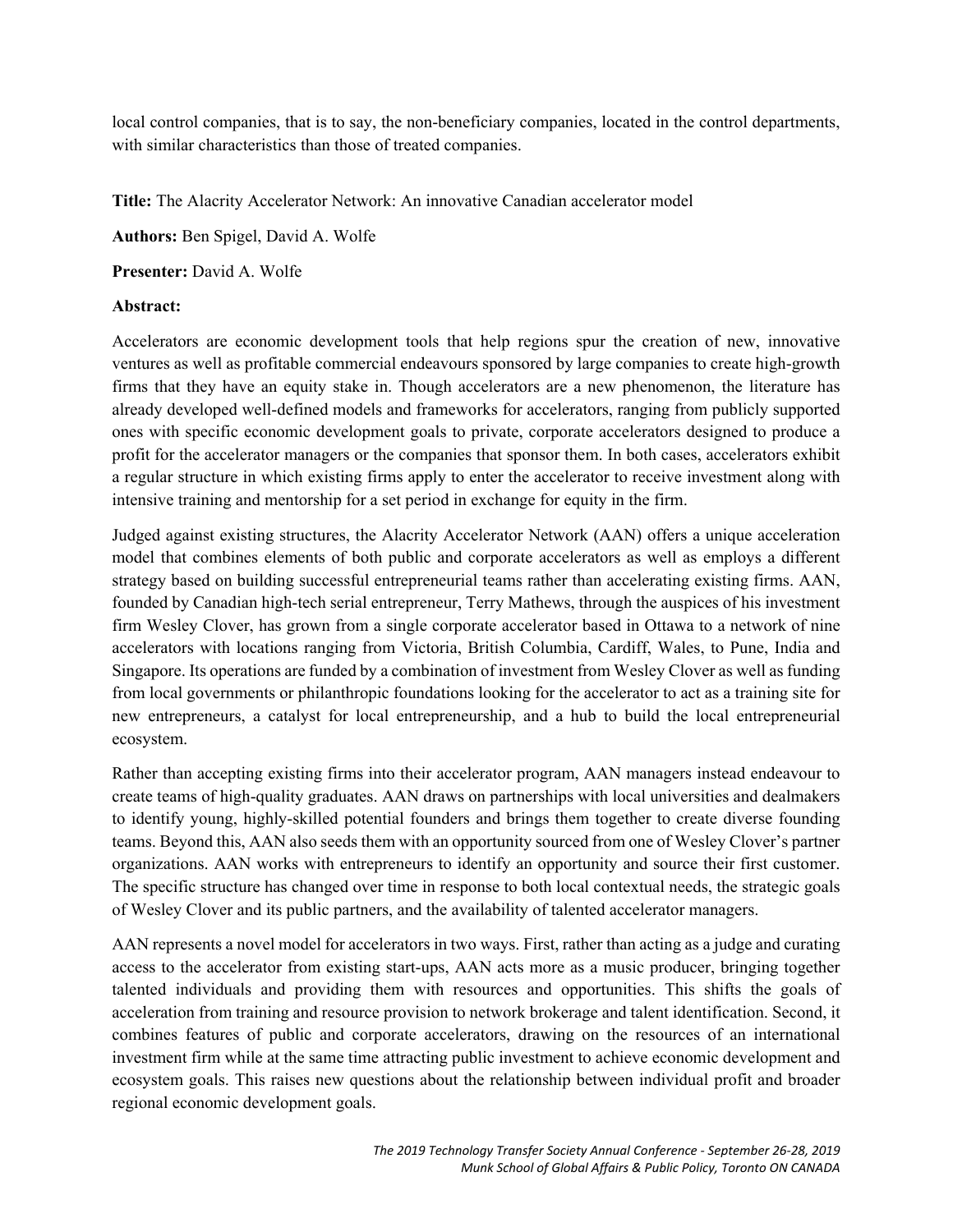local control companies, that is to say, the non-beneficiary companies, located in the control departments, with similar characteristics than those of treated companies.

**Title:** The Alacrity Accelerator Network: An innovative Canadian accelerator model

**Authors:** Ben Spigel, David A. Wolfe

**Presenter:** David A. Wolfe

**Abstract:**

Accelerators are economic development tools that help regions spur the creation of new, innovative ventures as well as profitable commercial endeavours sponsored by large companies to create high-growth firms that they have an equity stake in. Though accelerators are a new phenomenon, the literature has already developed well-defined models and frameworks for accelerators, ranging from publicly supported ones with specific economic development goals to private, corporate accelerators designed to produce a profit for the accelerator managers or the companies that sponsor them. In both cases, accelerators exhibit a regular structure in which existing firms apply to enter the accelerator to receive investment along with intensive training and mentorship for a set period in exchange for equity in the firm.

Judged against existing structures, the Alacrity Accelerator Network (AAN) offers a unique acceleration model that combines elements of both public and corporate accelerators as well as employs a different strategy based on building successful entrepreneurial teams rather than accelerating existing firms. AAN, founded by Canadian high-tech serial entrepreneur, Terry Mathews, through the auspices of his investment firm Wesley Clover, has grown from a single corporate accelerator based in Ottawa to a network of nine accelerators with locations ranging from Victoria, British Columbia, Cardiff, Wales, to Pune, India and Singapore. Its operations are funded by a combination of investment from Wesley Clover as well as funding from local governments or philanthropic foundations looking for the accelerator to act as a training site for new entrepreneurs, a catalyst for local entrepreneurship, and a hub to build the local entrepreneurial ecosystem.

Rather than accepting existing firms into their accelerator program, AAN managers instead endeavour to create teams of high-quality graduates. AAN draws on partnerships with local universities and dealmakers to identify young, highly-skilled potential founders and brings them together to create diverse founding teams. Beyond this, AAN also seeds them with an opportunity sourced from one of Wesley Clover's partner organizations. AAN works with entrepreneurs to identify an opportunity and source their first customer. The specific structure has changed over time in response to both local contextual needs, the strategic goals of Wesley Clover and its public partners, and the availability of talented accelerator managers.

AAN represents a novel model for accelerators in two ways. First, rather than acting as a judge and curating access to the accelerator from existing start-ups, AAN acts more as a music producer, bringing together talented individuals and providing them with resources and opportunities. This shifts the goals of acceleration from training and resource provision to network brokerage and talent identification. Second, it combines features of public and corporate accelerators, drawing on the resources of an international investment firm while at the same time attracting public investment to achieve economic development and ecosystem goals. This raises new questions about the relationship between individual profit and broader regional economic development goals.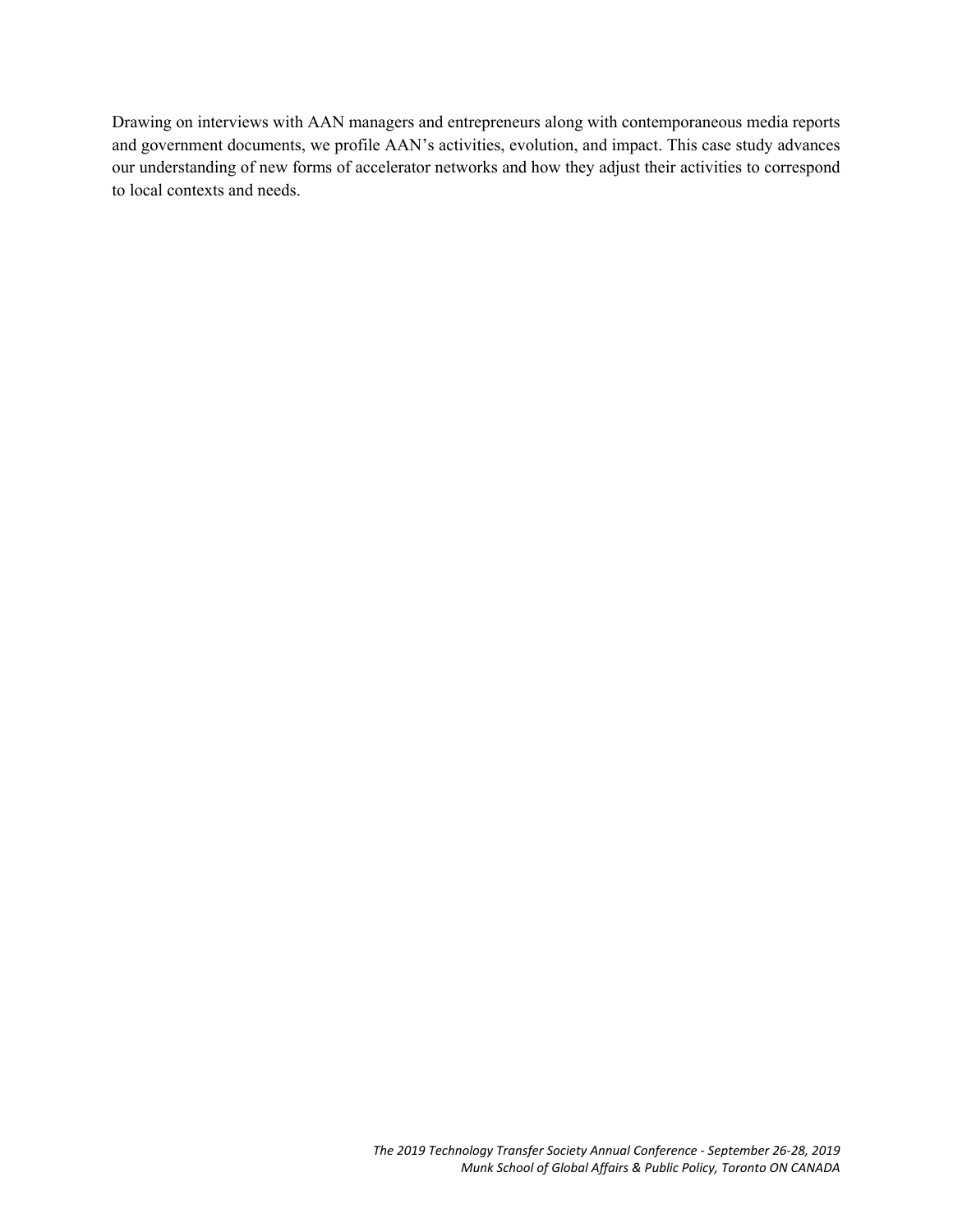Drawing on interviews with AAN managers and entrepreneurs along with contemporaneous media reports and government documents, we profile AAN's activities, evolution, and impact. This case study advances our understanding of new forms of accelerator networks and how they adjust their activities to correspond to local contexts and needs.